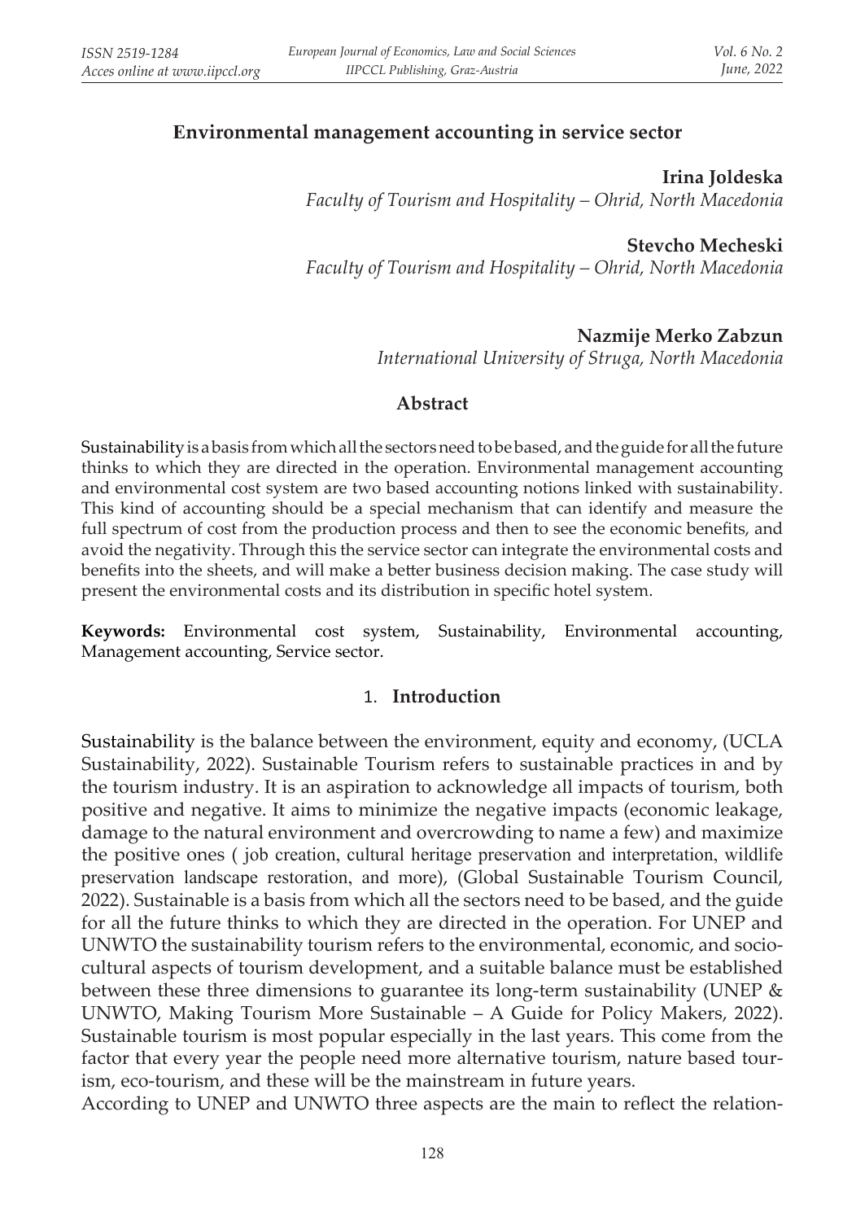# Environmental management accounting in service sector

**Irina Joldeska**
*Faculty of Tourism and Hospitality – Ohrid, North Macedonia*

**Stevcho Mecheski**
*Faculty of Tourism and Hospitality – Ohrid, North Macedonia*

**Nazmije Merko Zabzun**
*International University of Struga, North Macedonia*

## Abstract

Sustainability is a basis from which all the sectors need to be based, and the guide for all the future thinks to which they are directed in the operation. Environmental management accounting and environmental cost system are two based accounting notions linked with sustainability. This kind of accounting should be a special mechanism that can identify and measure the full spectrum of cost from the production process and then to see the economic benefits, and avoid the negativity. Through this the service sector can integrate the environmental costs and benefits into the sheets, and will make a better business decision making. The case study will present the environmental costs and its distribution in specific hotel system.

**Keywords:** Environmental cost system, Sustainability, Environmental accounting, Management accounting, Service sector.

## 1. Introduction

Sustainability is the balance between the environment, equity and economy, (UCLA Sustainability, 2022). Sustainable Tourism refers to sustainable practices in and by the tourism industry. It is an aspiration to acknowledge all impacts of tourism, both positive and negative. It aims to minimize the negative impacts (economic leakage, damage to the natural environment and overcrowding to name a few) and maximize the positive ones ( job creation, cultural heritage preservation and interpretation, wildlife preservation landscape restoration, and more), (Global Sustainable Tourism Council, 2022). Sustainable is a basis from which all the sectors need to be based, and the guide for all the future thinks to which they are directed in the operation. For UNEP and UNWTO the sustainability tourism refers to the environmental, economic, and socio-cultural aspects of tourism development, and a suitable balance must be established between these three dimensions to guarantee its long-term sustainability (UNEP & UNWTO, Making Tourism More Sustainable – A Guide for Policy Makers, 2022). Sustainable tourism is most popular especially in the last years. This come from the factor that every year the people need more alternative tourism, nature based tourism, eco-tourism, and these will be the mainstream in future years.

According to UNEP and UNWTO three aspects are the main to reflect the relation-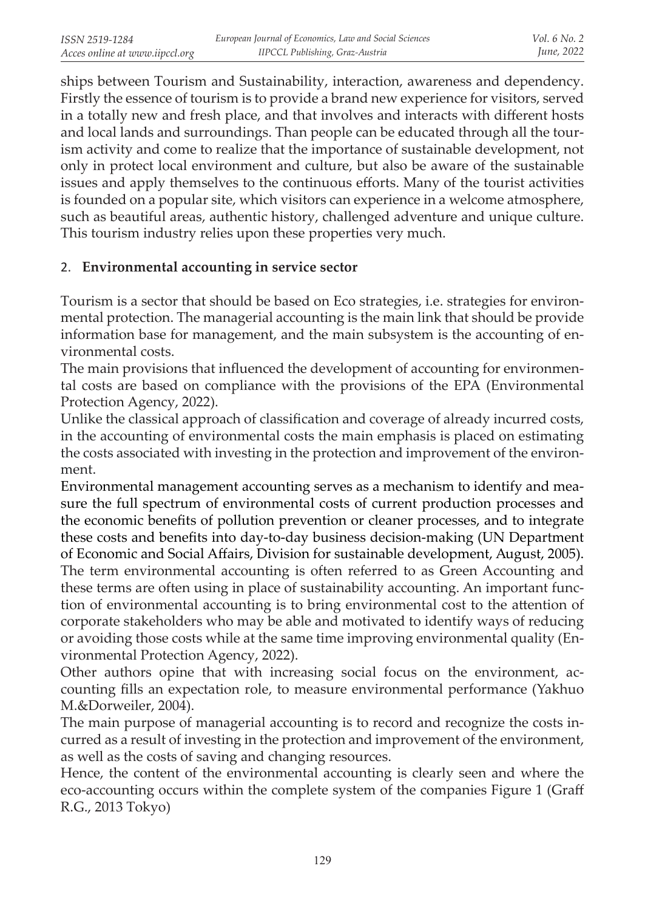ships between Tourism and Sustainability, interaction, awareness and dependency. Firstly the essence of tourism is to provide a brand new experience for visitors, served in a totally new and fresh place, and that involves and interacts with different hosts and local lands and surroundings. Than people can be educated through all the tourism activity and come to realize that the importance of sustainable development, not only in protect local environment and culture, but also be aware of the sustainable issues and apply themselves to the continuous efforts. Many of the tourist activities is founded on a popular site, which visitors can experience in a welcome atmosphere, such as beautiful areas, authentic history, challenged adventure and unique culture. This tourism industry relies upon these properties very much.

## 2. Environmental accounting in service sector

Tourism is a sector that should be based on Eco strategies, i.e. strategies for environmental protection. The managerial accounting is the main link that should be provide information base for management, and the main subsystem is the accounting of environmental costs.

The main provisions that influenced the development of accounting for environmental costs are based on compliance with the provisions of the EPA (Environmental Protection Agency, 2022).

Unlike the classical approach of classification and coverage of already incurred costs, in the accounting of environmental costs the main emphasis is placed on estimating the costs associated with investing in the protection and improvement of the environment.

Environmental management accounting serves as a mechanism to identify and measure the full spectrum of environmental costs of current production processes and the economic benefits of pollution prevention or cleaner processes, and to integrate these costs and benefits into day-to-day business decision-making (UN Department of Economic and Social Affairs, Division for sustainable development, August, 2005).

The term environmental accounting is often referred to as Green Accounting and these terms are often using in place of sustainability accounting. An important function of environmental accounting is to bring environmental cost to the attention of corporate stakeholders who may be able and motivated to identify ways of reducing or avoiding those costs while at the same time improving environmental quality (Environmental Protection Agency, 2022).

Other authors opine that with increasing social focus on the environment, accounting fills an expectation role, to measure environmental performance (Yakhuo M.&Dorweiler, 2004).

The main purpose of managerial accounting is to record and recognize the costs incurred as a result of investing in the protection and improvement of the environment, as well as the costs of saving and changing resources.

Hence, the content of the environmental accounting is clearly seen and where the eco-accounting occurs within the complete system of the companies Figure 1 (Graff R.G., 2013 Tokyo)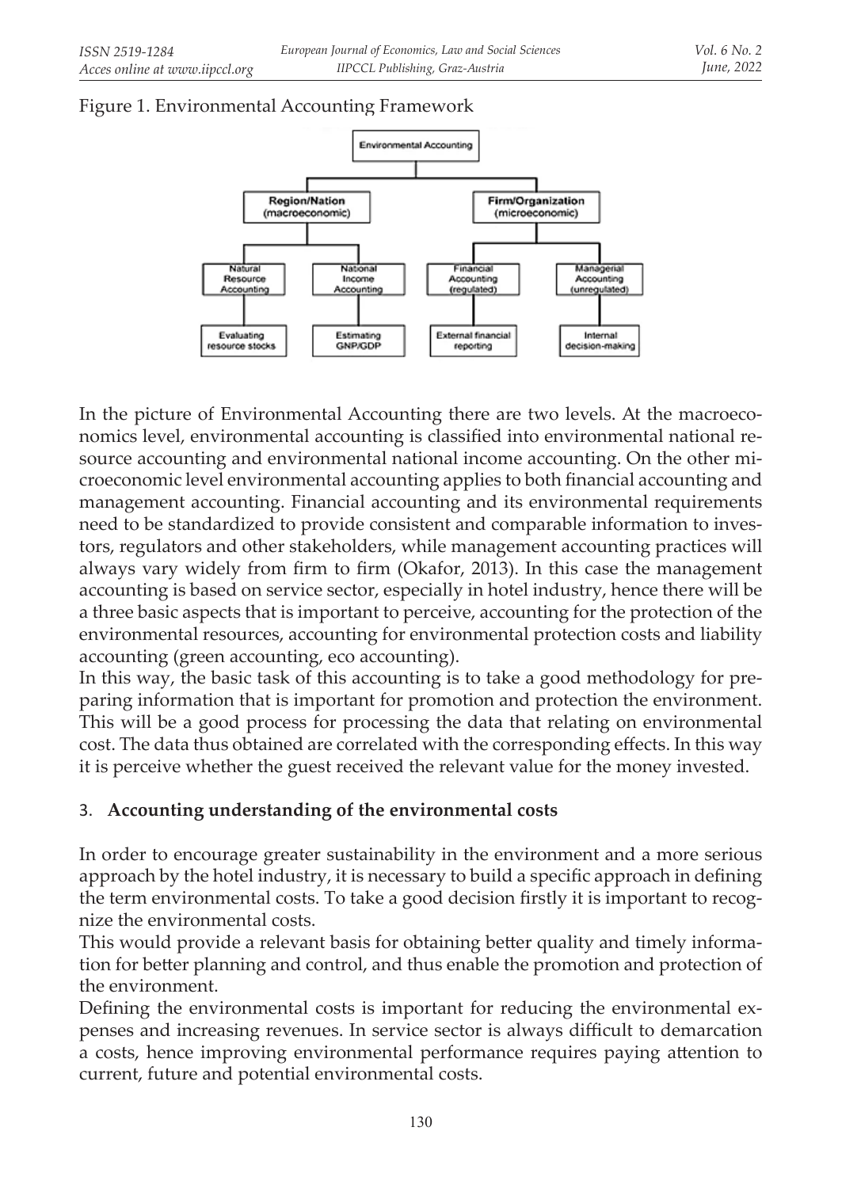Figure 1. Environmental Accounting Framework

In the picture of Environmental Accounting there are two levels. At the macroeconomics level, environmental accounting is classified into environmental national resource accounting and environmental national income accounting. On the other microeconomic level environmental accounting applies to both financial accounting and management accounting. Financial accounting and its environmental requirements need to be standardized to provide consistent and comparable information to investors, regulators and other stakeholders, while management accounting practices will always vary widely from firm to firm (Okafor, 2013). In this case the management accounting is based on service sector, especially in hotel industry, hence there will be a three basic aspects that is important to perceive, accounting for the protection of the environmental resources, accounting for environmental protection costs and liability accounting (green accounting, eco accounting).

In this way, the basic task of this accounting is to take a good methodology for preparing information that is important for promotion and protection the environment. This will be a good process for processing the data that relating on environmental cost. The data thus obtained are correlated with the corresponding effects. In this way it is perceive whether the guest received the relevant value for the money invested.

## 3. Accounting understanding of the environmental costs

In order to encourage greater sustainability in the environment and a more serious approach by the hotel industry, it is necessary to build a specific approach in defining the term environmental costs. To take a good decision firstly it is important to recognize the environmental costs.

This would provide a relevant basis for obtaining better quality and timely information for better planning and control, and thus enable the promotion and protection of the environment.

Defining the environmental costs is important for reducing the environmental expenses and increasing revenues. In service sector is always difficult to demarcation a costs, hence improving environmental performance requires paying attention to current, future and potential environmental costs.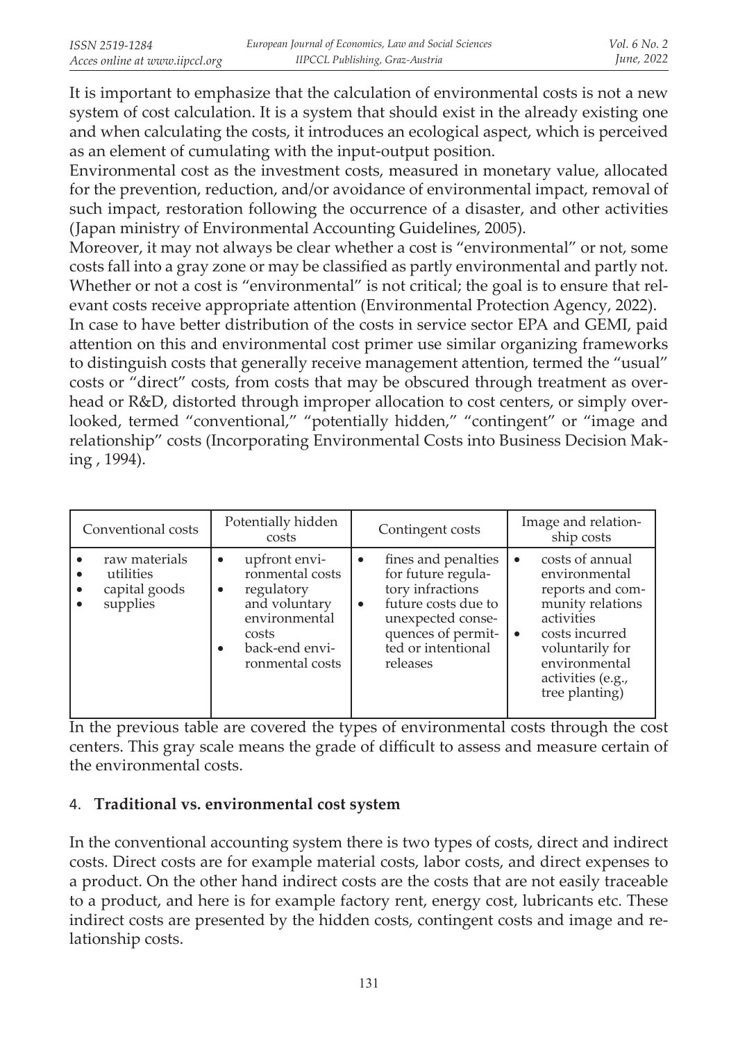It is important to emphasize that the calculation of environmental costs is not a new system of cost calculation. It is a system that should exist in the already existing one and when calculating the costs, it introduces an ecological aspect, which is perceived as an element of cumulating with the input-output position.

Environmental cost as the investment costs, measured in monetary value, allocated for the prevention, reduction, and/or avoidance of environmental impact, removal of such impact, restoration following the occurrence of a disaster, and other activities (Japan ministry of Environmental Accounting Guidelines, 2005).

Moreover, it may not always be clear whether a cost is "environmental" or not, some costs fall into a gray zone or may be classified as partly environmental and partly not. Whether or not a cost is "environmental" is not critical; the goal is to ensure that relevant costs receive appropriate attention (Environmental Protection Agency, 2022).

In case to have better distribution of the costs in service sector EPA and GEMI, paid attention on this and environmental cost primer use similar organizing frameworks to distinguish costs that generally receive management attention, termed the "usual" costs or "direct" costs, from costs that may be obscured through treatment as overhead or R&D, distorted through improper allocation to cost centers, or simply overlooked, termed "conventional," "potentially hidden," "contingent" or "image and relationship" costs (Incorporating Environmental Costs into Business Decision Making , 1994).

| Conventional costs | Potentially hidden costs | Contingent costs | Image and relationship costs |
|---|---|---|---|
| • raw materials<br>• utilities<br>• capital goods<br>• supplies | • upfront environmental costs<br>• regulatory and voluntary environmental costs<br>• back-end environmental costs | • fines and penalties for future regulatory infractions<br>• future costs due to unexpected consequences of permitted or intentional releases | • costs of annual environmental reports and community relations activities<br>• costs incurred voluntarily for environmental activities (e.g., tree planting) |

In the previous table are covered the types of environmental costs through the cost centers. This gray scale means the grade of difficult to assess and measure certain of the environmental costs.

## 4. **Traditional vs. environmental cost system**

In the conventional accounting system there is two types of costs, direct and indirect costs. Direct costs are for example material costs, labor costs, and direct expenses to a product. On the other hand indirect costs are the costs that are not easily traceable to a product, and here is for example factory rent, energy cost, lubricants etc. These indirect costs are presented by the hidden costs, contingent costs and image and relationship costs.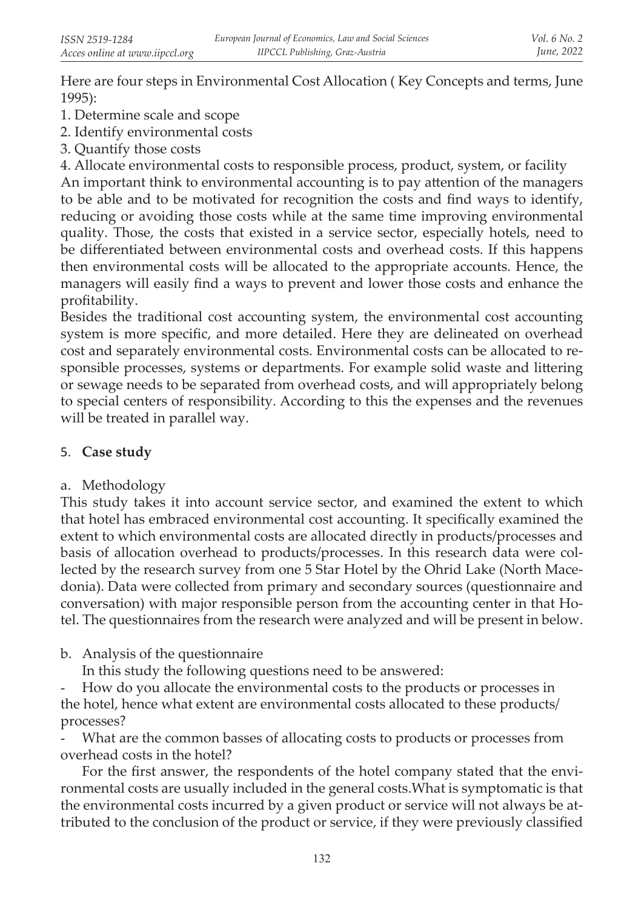Here are four steps in Environmental Cost Allocation ( Key Concepts and terms, June 1995):

1. Determine scale and scope
2. Identify environmental costs
3. Quantify those costs
4. Allocate environmental costs to responsible process, product, system, or facility

An important think to environmental accounting is to pay attention of the managers to be able and to be motivated for recognition the costs and find ways to identify, reducing or avoiding those costs while at the same time improving environmental quality. Those, the costs that existed in a service sector, especially hotels, need to be differentiated between environmental costs and overhead costs. If this happens then environmental costs will be allocated to the appropriate accounts. Hence, the managers will easily find a ways to prevent and lower those costs and enhance the profitability.

Besides the traditional cost accounting system, the environmental cost accounting system is more specific, and more detailed. Here they are delineated on overhead cost and separately environmental costs. Environmental costs can be allocated to responsible processes, systems or departments. For example solid waste and littering or sewage needs to be separated from overhead costs, and will appropriately belong to special centers of responsibility. According to this the expenses and the revenues will be treated in parallel way.

## 5. **Case study**

### a. Methodology

This study takes it into account service sector, and examined the extent to which that hotel has embraced environmental cost accounting. It specifically examined the extent to which environmental costs are allocated directly in products/processes and basis of allocation overhead to products/processes. In this research data were collected by the research survey from one 5 Star Hotel by the Ohrid Lake (North Macedonia). Data were collected from primary and secondary sources (questionnaire and conversation) with major responsible person from the accounting center in that Hotel. The questionnaires from the research were analyzed and will be present in below.

### b. Analysis of the questionnaire

In this study the following questions need to be answered:

- How do you allocate the environmental costs to the products or processes in the hotel, hence what extent are environmental costs allocated to these products/processes?
- What are the common basses of allocating costs to products or processes from overhead costs in the hotel?

For the first answer, the respondents of the hotel company stated that the environmental costs are usually included in the general costs.What is symptomatic is that the environmental costs incurred by a given product or service will not always be attributed to the conclusion of the product or service, if they were previously classified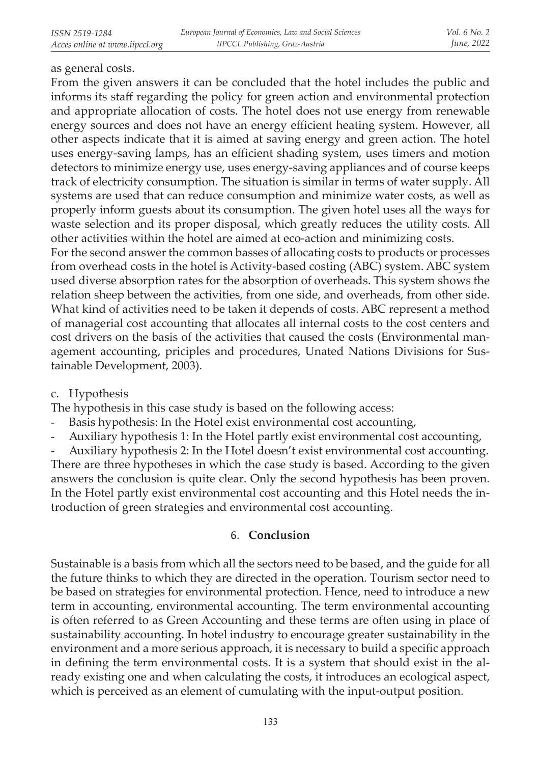as general costs.

From the given answers it can be concluded that the hotel includes the public and informs its staff regarding the policy for green action and environmental protection and appropriate allocation of costs. The hotel does not use energy from renewable energy sources and does not have an energy efficient heating system. However, all other aspects indicate that it is aimed at saving energy and green action. The hotel uses energy-saving lamps, has an efficient shading system, uses timers and motion detectors to minimize energy use, uses energy-saving appliances and of course keeps track of electricity consumption. The situation is similar in terms of water supply. All systems are used that can reduce consumption and minimize water costs, as well as properly inform guests about its consumption. The given hotel uses all the ways for waste selection and its proper disposal, which greatly reduces the utility costs. All other activities within the hotel are aimed at eco-action and minimizing costs.

For the second answer the common basses of allocating costs to products or processes from overhead costs in the hotel is Activity-based costing (ABC) system. ABC system used diverse absorption rates for the absorption of overheads. This system shows the relation sheep between the activities, from one side, and overheads, from other side. What kind of activities need to be taken it depends of costs. ABC represent a method of managerial cost accounting that allocates all internal costs to the cost centers and cost drivers on the basis of the activities that caused the costs (Environmental management accounting, priciples and procedures, Unated Nations Divisions for Sustainable Development, 2003).

c. Hypothesis

The hypothesis in this case study is based on the following access:

- Basis hypothesis: In the Hotel exist environmental cost accounting,
- Auxiliary hypothesis 1: In the Hotel partly exist environmental cost accounting,
- Auxiliary hypothesis 2: In the Hotel doesn't exist environmental cost accounting.

There are three hypotheses in which the case study is based. According to the given answers the conclusion is quite clear. Only the second hypothesis has been proven. In the Hotel partly exist environmental cost accounting and this Hotel needs the introduction of green strategies and environmental cost accounting.

## 6. **Conclusion**

Sustainable is a basis from which all the sectors need to be based, and the guide for all the future thinks to which they are directed in the operation. Tourism sector need to be based on strategies for environmental protection. Hence, need to introduce a new term in accounting, environmental accounting. The term environmental accounting is often referred to as Green Accounting and these terms are often using in place of sustainability accounting. In hotel industry to encourage greater sustainability in the environment and a more serious approach, it is necessary to build a specific approach in defining the term environmental costs. It is a system that should exist in the already existing one and when calculating the costs, it introduces an ecological aspect, which is perceived as an element of cumulating with the input-output position.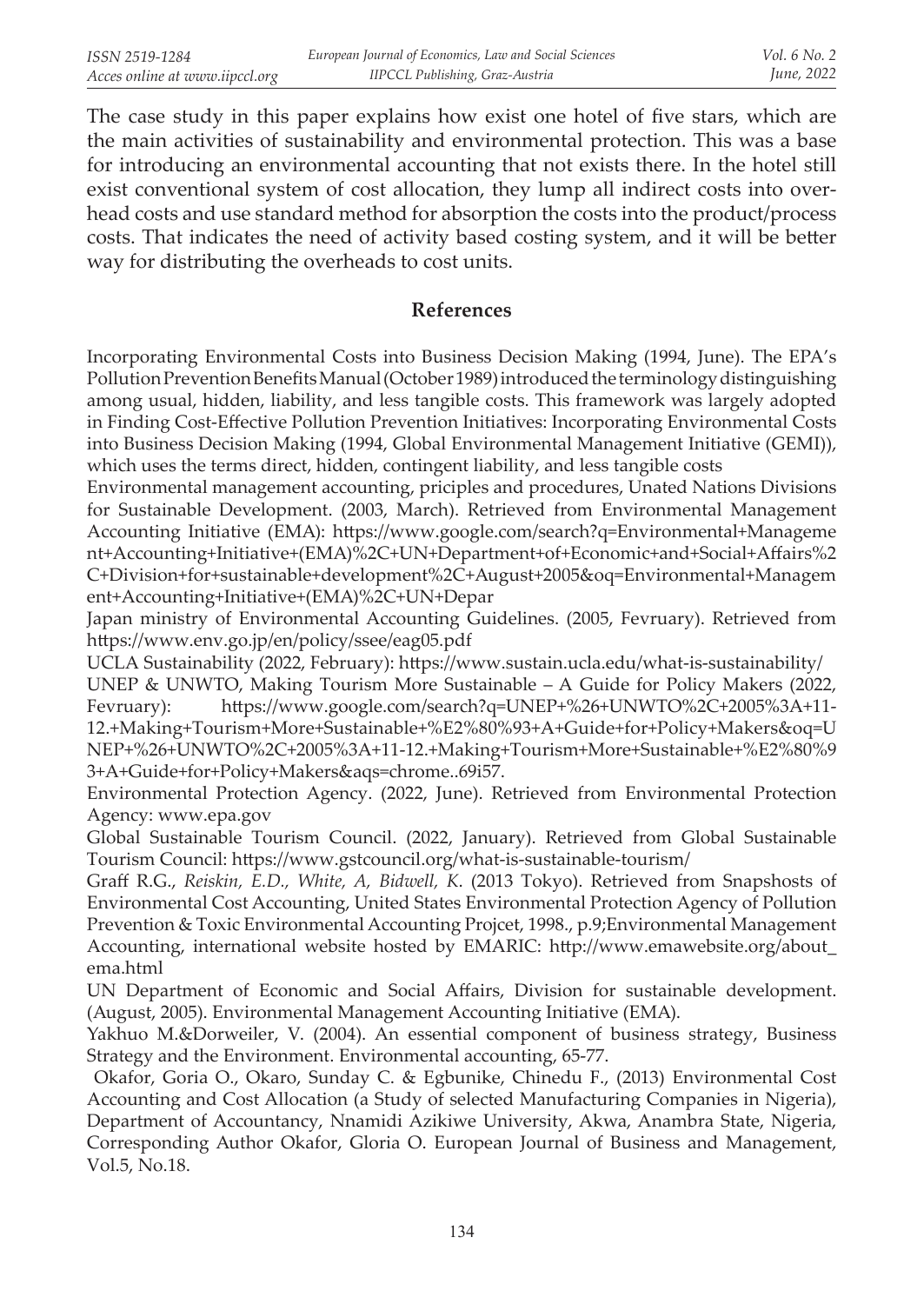The case study in this paper explains how exist one hotel of five stars, which are the main activities of sustainability and environmental protection. This was a base for introducing an environmental accounting that not exists there. In the hotel still exist conventional system of cost allocation, they lump all indirect costs into overhead costs and use standard method for absorption the costs into the product/process costs. That indicates the need of activity based costing system, and it will be better way for distributing the overheads to cost units.

## References

Incorporating Environmental Costs into Business Decision Making (1994, June). The EPA's Pollution Prevention Benefits Manual (October 1989) introduced the terminology distinguishing among usual, hidden, liability, and less tangible costs. This framework was largely adopted in Finding Cost-Effective Pollution Prevention Initiatives: Incorporating Environmental Costs into Business Decision Making (1994, Global Environmental Management Initiative (GEMI)), which uses the terms direct, hidden, contingent liability, and less tangible costs

Environmental management accounting, priciples and procedures, Unated Nations Divisions for Sustainable Development. (2003, March). Retrieved from Environmental Management Accounting Initiative (EMA): https://www.google.com/search?q=Environmental+Management+Accounting+Initiative+(EMA)%2C+UN+Department+of+Economic+and+Social+Affairs%2C+Division+for+sustainable+development%2C+August+2005&oq=Environmental+Management+Accounting+Initiative+(EMA)%2C+UN+Depar

Japan ministry of Environmental Accounting Guidelines. (2005, Fevruary). Retrieved from https://www.env.go.jp/en/policy/ssee/eag05.pdf

UCLA Sustainability (2022, February): https://www.sustain.ucla.edu/what-is-sustainability/

UNEP & UNWTO, Making Tourism More Sustainable – A Guide for Policy Makers (2022, Fevruary): https://www.google.com/search?q=UNEP+%26+UNWTO%2C+2005%3A+11-12.+Making+Tourism+More+Sustainable+%E2%80%93+A+Guide+for+Policy+Makers&oq=UNEP+%26+UNWTO%2C+2005%3A+11-12.+Making+Tourism+More+Sustainable+%E2%80%93+A+Guide+for+Policy+Makers&aqs=chrome..69i57.

Environmental Protection Agency. (2022, June). Retrieved from Environmental Protection Agency: www.epa.gov

Global Sustainable Tourism Council. (2022, January). Retrieved from Global Sustainable Tourism Council: https://www.gstcouncil.org/what-is-sustainable-tourism/

Graff R.G., *Reiskin, E.D., White, A, Bidwell, K*. (2013 Tokyo). Retrieved from Snapshosts of Environmental Cost Accounting, United States Environmental Protection Agency of Pollution Prevention & Toxic Environmental Accounting Projcet, 1998., p.9;Environmental Management Accounting, international website hosted by EMARIC: http://www.emawebsite.org/about_ema.html

UN Department of Economic and Social Affairs, Division for sustainable development. (August, 2005). Environmental Management Accounting Initiative (EMA).

Yakhuo M.&Dorweiler, V. (2004). An essential component of business strategy, Business Strategy and the Environment. Environmental accounting, 65-77.

Okafor, Goria O., Okaro, Sunday C. & Egbunike, Chinedu F., (2013) Environmental Cost Accounting and Cost Allocation (a Study of selected Manufacturing Companies in Nigeria), Department of Accountancy, Nnamidi Azikiwe University, Akwa, Anambra State, Nigeria, Corresponding Author Okafor, Gloria O. European Journal of Business and Management, Vol.5, No.18.